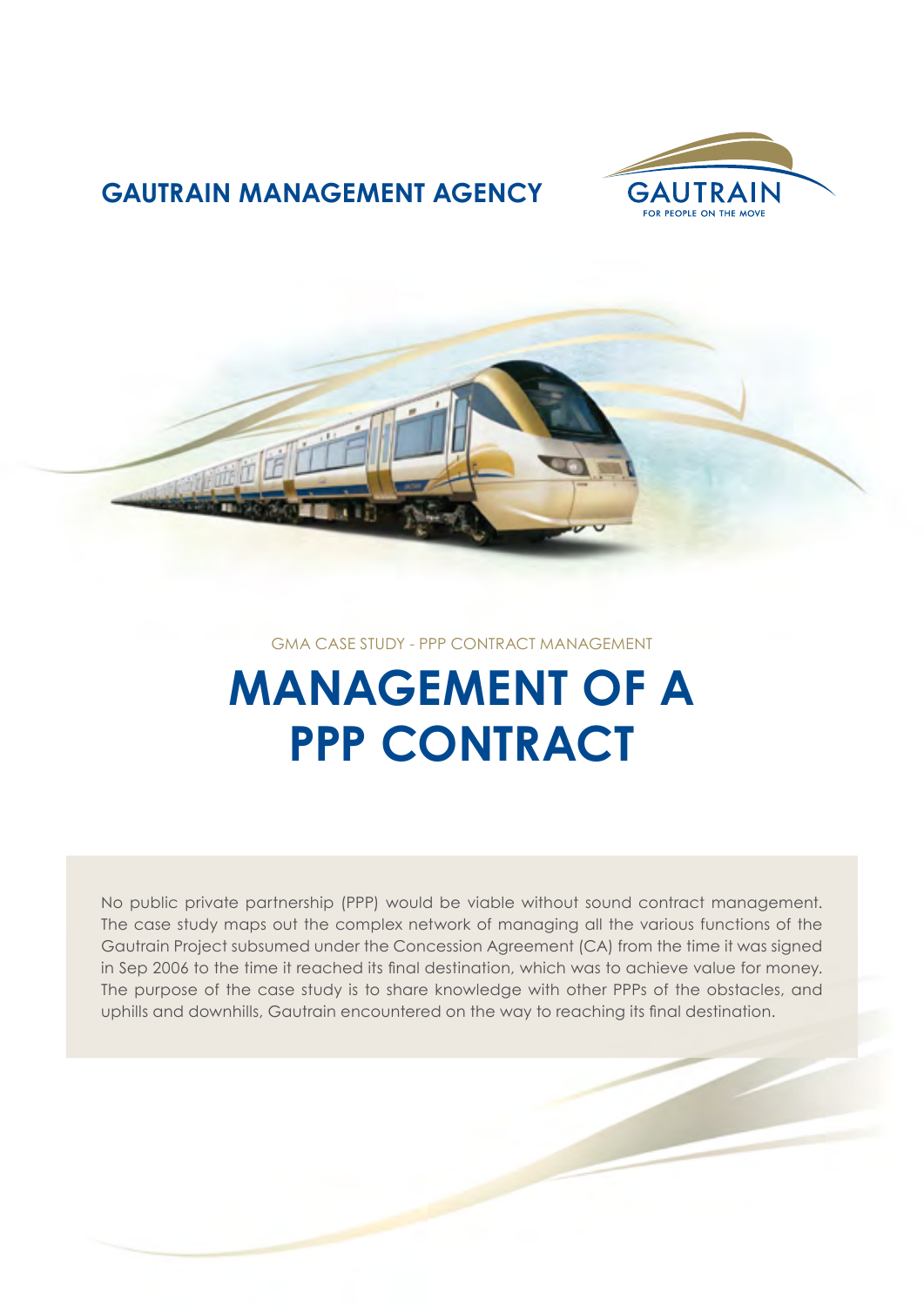**GAUTRAIN MANAGEMENT AGENCY**

GAUTRAIN
FOR PEOPLE ON THE MOVE

GMA CASE STUDY - PPP CONTRACT MANAGEMENT

# MANAGEMENT OF A PPP CONTRACT

No public private partnership (PPP) would be viable without sound contract management. The case study maps out the complex network of managing all the various functions of the Gautrain Project subsumed under the Concession Agreement (CA) from the time it was signed in Sep 2006 to the time it reached its final destination, which was to achieve value for money. The purpose of the case study is to share knowledge with other PPPs of the obstacles, and uphills and downhills, Gautrain encountered on the way to reaching its final destination.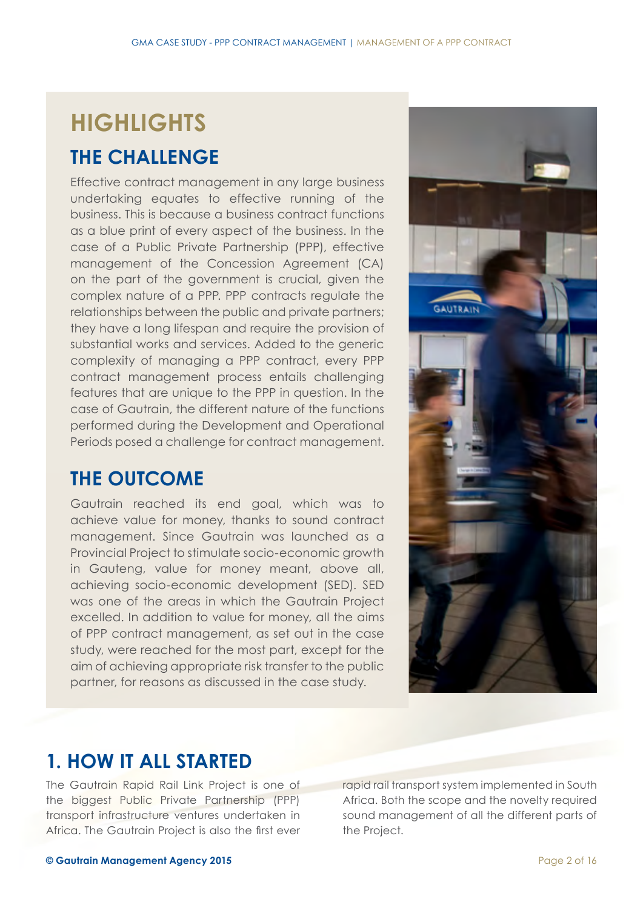# HIGHLIGHTS

## THE CHALLENGE

Effective contract management in any large business undertaking equates to effective running of the business. This is because a business contract functions as a blue print of every aspect of the business. In the case of a Public Private Partnership (PPP), effective management of the Concession Agreement (CA) on the part of the government is crucial, given the complex nature of a PPP. PPP contracts regulate the relationships between the public and private partners; they have a long lifespan and require the provision of substantial works and services. Added to the generic complexity of managing a PPP contract, every PPP contract management process entails challenging features that are unique to the PPP in question. In the case of Gautrain, the different nature of the functions performed during the Development and Operational Periods posed a challenge for contract management.

## THE OUTCOME

Gautrain reached its end goal, which was to achieve value for money, thanks to sound contract management. Since Gautrain was launched as a Provincial Project to stimulate socio-economic growth in Gauteng, value for money meant, above all, achieving socio-economic development (SED). SED was one of the areas in which the Gautrain Project excelled. In addition to value for money, all the aims of PPP contract management, as set out in the case study, were reached for the most part, except for the aim of achieving appropriate risk transfer to the public partner, for reasons as discussed in the case study.

## 1. HOW IT ALL STARTED

The Gautrain Rapid Rail Link Project is one of the biggest Public Private Partnership (PPP) transport infrastructure ventures undertaken in Africa. The Gautrain Project is also the first ever rapid rail transport system implemented in South Africa. Both the scope and the novelty required sound management of all the different parts of the Project.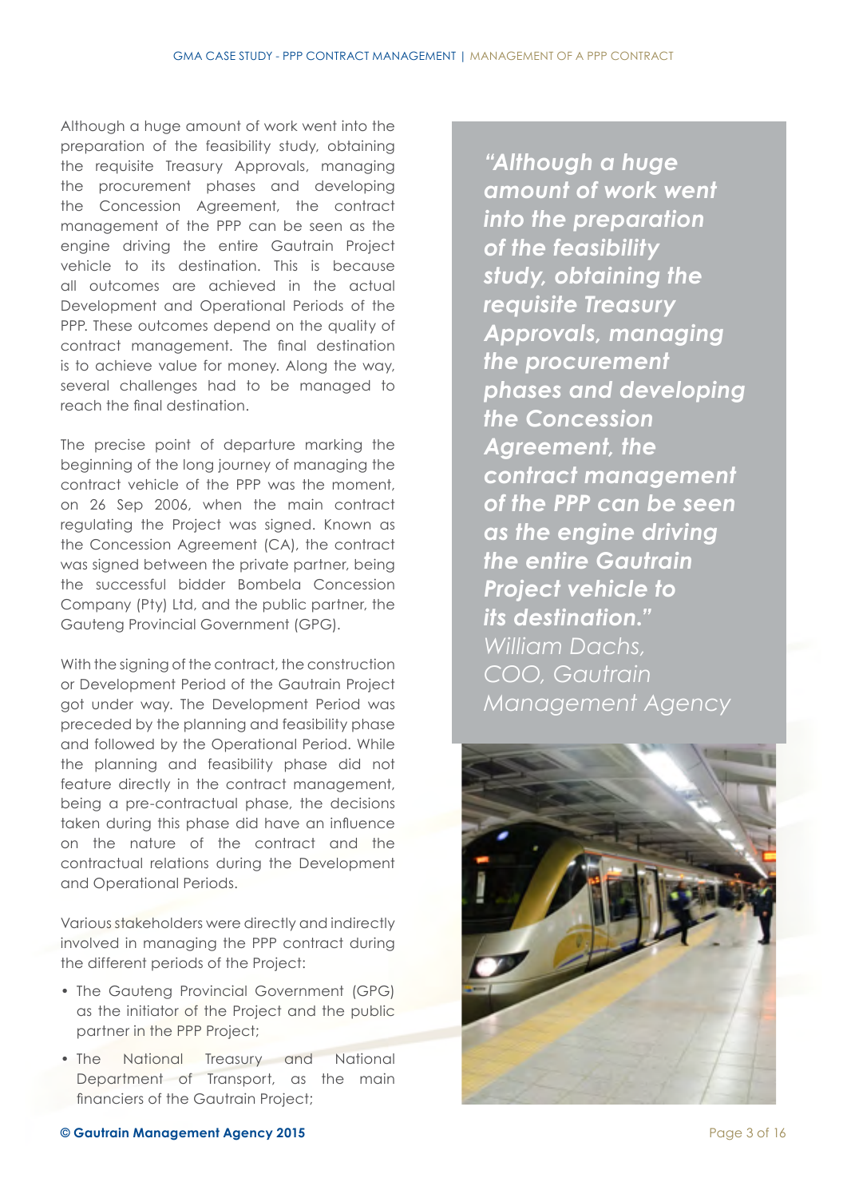Although a huge amount of work went into the preparation of the feasibility study, obtaining the requisite Treasury Approvals, managing the procurement phases and developing the Concession Agreement, the contract management of the PPP can be seen as the engine driving the entire Gautrain Project vehicle to its destination. This is because all outcomes are achieved in the actual Development and Operational Periods of the PPP. These outcomes depend on the quality of contract management. The final destination is to achieve value for money. Along the way, several challenges had to be managed to reach the final destination.

The precise point of departure marking the beginning of the long journey of managing the contract vehicle of the PPP was the moment, on 26 Sep 2006, when the main contract regulating the Project was signed. Known as the Concession Agreement (CA), the contract was signed between the private partner, being the successful bidder Bombela Concession Company (Pty) Ltd, and the public partner, the Gauteng Provincial Government (GPG).

With the signing of the contract, the construction or Development Period of the Gautrain Project got under way. The Development Period was preceded by the planning and feasibility phase and followed by the Operational Period. While the planning and feasibility phase did not feature directly in the contract management, being a pre-contractual phase, the decisions taken during this phase did have an influence on the nature of the contract and the contractual relations during the Development and Operational Periods.

Various stakeholders were directly and indirectly involved in managing the PPP contract during the different periods of the Project:

- The Gauteng Provincial Government (GPG) as the initiator of the Project and the public partner in the PPP Project;
- The National Treasury and National Department of Transport, as the main financiers of the Gautrain Project;

> ***"Although a huge amount of work went into the preparation of the feasibility study, obtaining the requisite Treasury Approvals, managing the procurement phases and developing the Concession Agreement, the contract management of the PPP can be seen as the engine driving the entire Gautrain Project vehicle to its destination."***
> *William Dachs, COO, Gautrain Management Agency*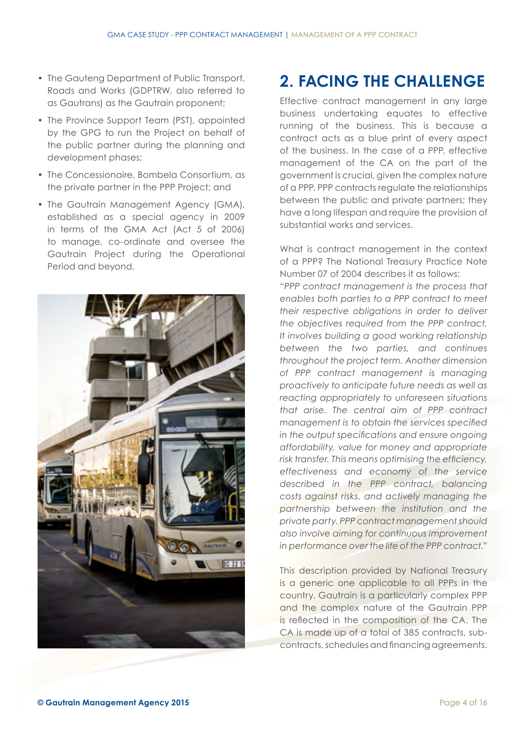- The Gauteng Department of Public Transport, Roads and Works (GDPTRW, also referred to as Gautrans) as the Gautrain proponent;
- The Province Support Team (PST), appointed by the GPG to run the Project on behalf of the public partner during the planning and development phases;
- The Concessionaire, Bombela Consortium, as the private partner in the PPP Project; and
- The Gautrain Management Agency (GMA), established as a special agency in 2009 in terms of the GMA Act (Act 5 of 2006) to manage, co-ordinate and oversee the Gautrain Project during the Operational Period and beyond.

## 2. FACING THE CHALLENGE

Effective contract management in any large business undertaking equates to effective running of the business. This is because a contract acts as a blue print of every aspect of the business. In the case of a PPP, effective management of the CA on the part of the government is crucial, given the complex nature of a PPP. PPP contracts regulate the relationships between the public and private partners; they have a long lifespan and require the provision of substantial works and services.

What is contract management in the context of a PPP? The National Treasury Practice Note Number 07 of 2004 describes it as follows:

"*PPP contract management is the process that enables both parties to a PPP contract to meet their respective obligations in order to deliver the objectives required from the PPP contract. It involves building a good working relationship between the two parties, and continues throughout the project term. Another dimension of PPP contract management is managing proactively to anticipate future needs as well as reacting appropriately to unforeseen situations that arise. The central aim of PPP contract management is to obtain the services specified in the output specifications and ensure ongoing affordability, value for money and appropriate risk transfer. This means optimising the efficiency, effectiveness and economy of the service described in the PPP contract, balancing costs against risks, and actively managing the partnership between the institution and the private party. PPP contract management should also involve aiming for continuous improvement in performance over the life of the PPP contract.*"

This description provided by National Treasury is a generic one applicable to all PPPs in the country. Gautrain is a particularly complex PPP and the complex nature of the Gautrain PPP is reflected in the composition of the CA. The CA is made up of a total of 385 contracts, sub-contracts, schedules and financing agreements.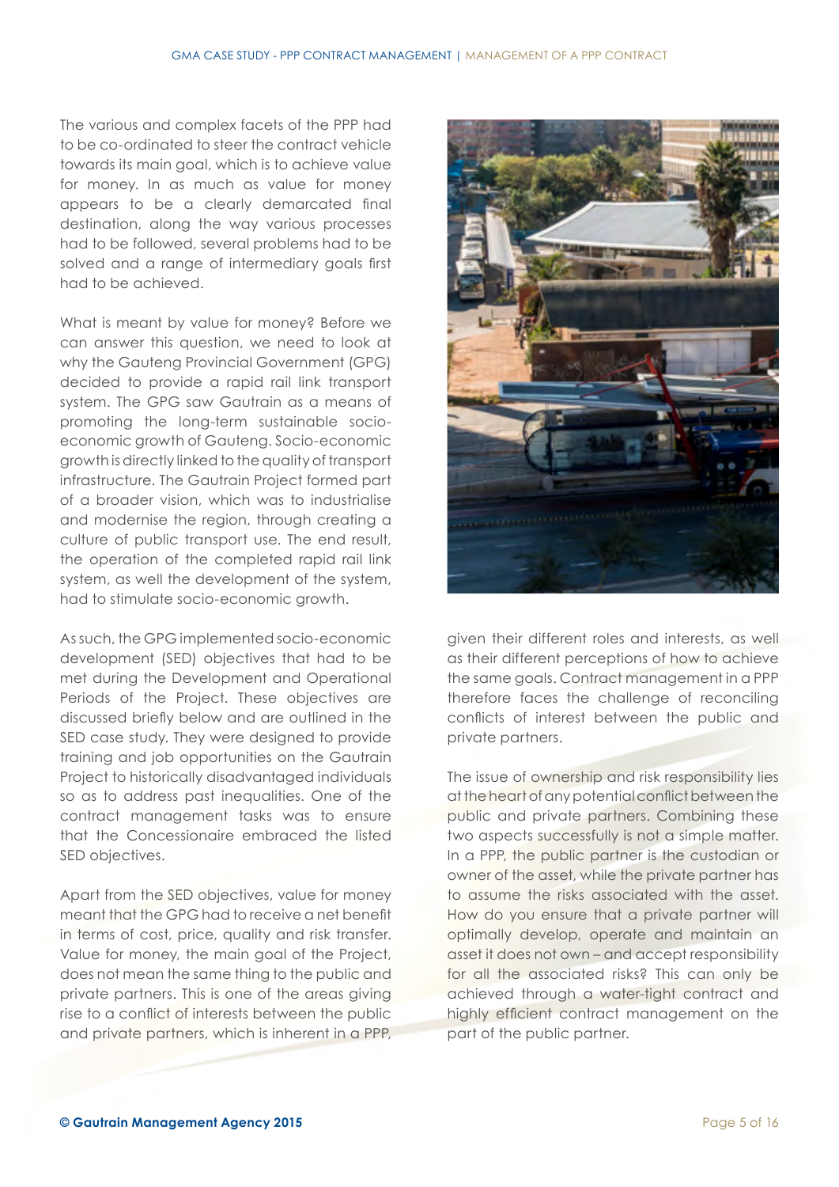The various and complex facets of the PPP had to be co-ordinated to steer the contract vehicle towards its main goal, which is to achieve value for money. In as much as value for money appears to be a clearly demarcated final destination, along the way various processes had to be followed, several problems had to be solved and a range of intermediary goals first had to be achieved.

What is meant by value for money? Before we can answer this question, we need to look at why the Gauteng Provincial Government (GPG) decided to provide a rapid rail link transport system. The GPG saw Gautrain as a means of promoting the long-term sustainable socio-economic growth of Gauteng. Socio-economic growth is directly linked to the quality of transport infrastructure. The Gautrain Project formed part of a broader vision, which was to industrialise and modernise the region, through creating a culture of public transport use. The end result, the operation of the completed rapid rail link system, as well the development of the system, had to stimulate socio-economic growth.

As such, the GPG implemented socio-economic development (SED) objectives that had to be met during the Development and Operational Periods of the Project. These objectives are discussed briefly below and are outlined in the SED case study. They were designed to provide training and job opportunities on the Gautrain Project to historically disadvantaged individuals so as to address past inequalities. One of the contract management tasks was to ensure that the Concessionaire embraced the listed SED objectives.

Apart from the SED objectives, value for money meant that the GPG had to receive a net benefit in terms of cost, price, quality and risk transfer. Value for money, the main goal of the Project, does not mean the same thing to the public and private partners. This is one of the areas giving rise to a conflict of interests between the public and private partners, which is inherent in a PPP, given their different roles and interests, as well as their different perceptions of how to achieve the same goals. Contract management in a PPP therefore faces the challenge of reconciling conflicts of interest between the public and private partners.

The issue of ownership and risk responsibility lies at the heart of any potential conflict between the public and private partners. Combining these two aspects successfully is not a simple matter. In a PPP, the public partner is the custodian or owner of the asset, while the private partner has to assume the risks associated with the asset. How do you ensure that a private partner will optimally develop, operate and maintain an asset it does not own – and accept responsibility for all the associated risks? This can only be achieved through a water-tight contract and highly efficient contract management on the part of the public partner.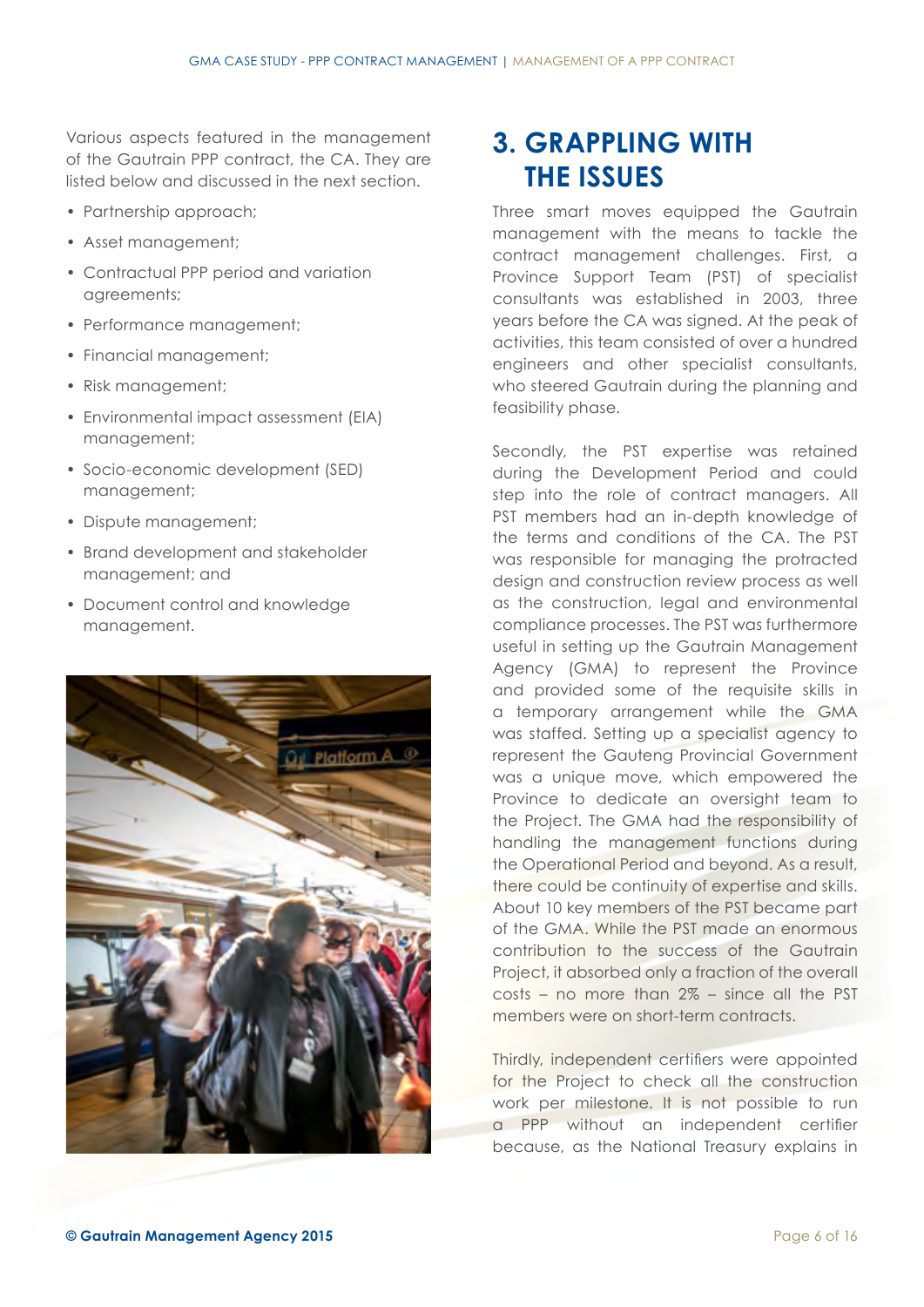Various aspects featured in the management of the Gautrain PPP contract, the CA. They are listed below and discussed in the next section.

- Partnership approach;
- Asset management;
- Contractual PPP period and variation agreements;
- Performance management;
- Financial management;
- Risk management;
- Environmental impact assessment (EIA) management;
- Socio-economic development (SED) management;
- Dispute management;
- Brand development and stakeholder management; and
- Document control and knowledge management.

# 3. GRAPPLING WITH THE ISSUES

Three smart moves equipped the Gautrain management with the means to tackle the contract management challenges. First, a Province Support Team (PST) of specialist consultants was established in 2003, three years before the CA was signed. At the peak of activities, this team consisted of over a hundred engineers and other specialist consultants, who steered Gautrain during the planning and feasibility phase.

Secondly, the PST expertise was retained during the Development Period and could step into the role of contract managers. All PST members had an in-depth knowledge of the terms and conditions of the CA. The PST was responsible for managing the protracted design and construction review process as well as the construction, legal and environmental compliance processes. The PST was furthermore useful in setting up the Gautrain Management Agency (GMA) to represent the Province and provided some of the requisite skills in a temporary arrangement while the GMA was staffed. Setting up a specialist agency to represent the Gauteng Provincial Government was a unique move, which empowered the Province to dedicate an oversight team to the Project. The GMA had the responsibility of handling the management functions during the Operational Period and beyond. As a result, there could be continuity of expertise and skills. About 10 key members of the PST became part of the GMA. While the PST made an enormous contribution to the success of the Gautrain Project, it absorbed only a fraction of the overall costs – no more than 2% – since all the PST members were on short-term contracts.

Thirdly, independent certifiers were appointed for the Project to check all the construction work per milestone. It is not possible to run a PPP without an independent certifier because, as the National Treasury explains in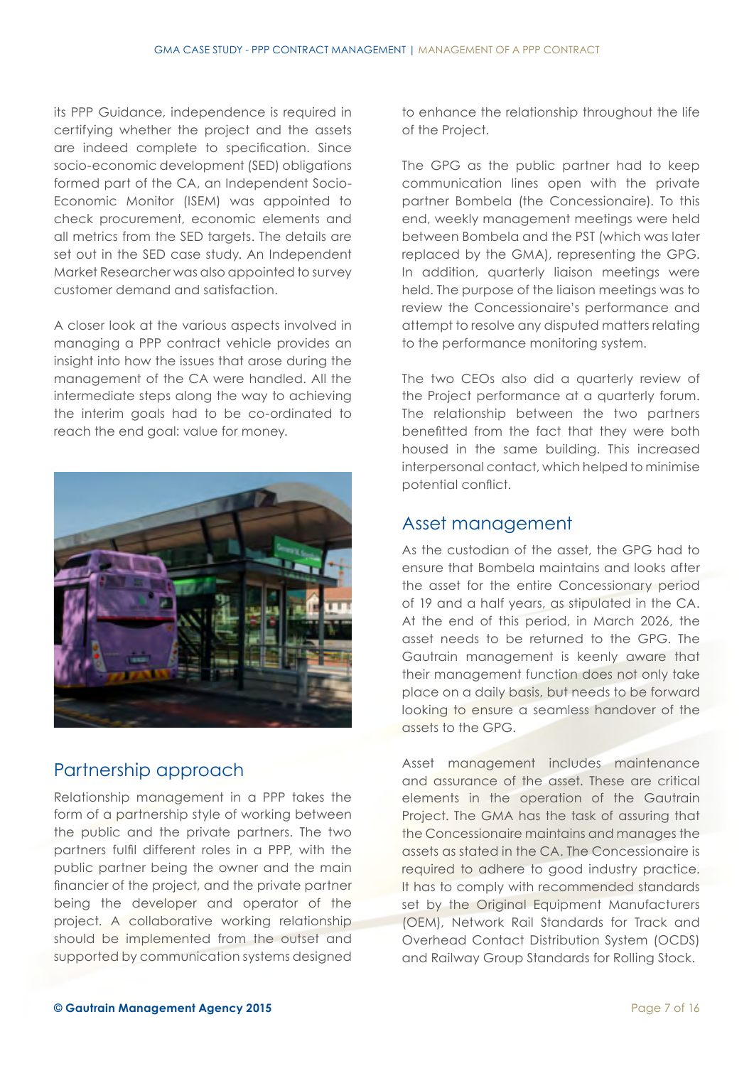its PPP Guidance, independence is required in certifying whether the project and the assets are indeed complete to specification. Since socio-economic development (SED) obligations formed part of the CA, an Independent Socio-Economic Monitor (ISEM) was appointed to check procurement, economic elements and all metrics from the SED targets. The details are set out in the SED case study. An Independent Market Researcher was also appointed to survey customer demand and satisfaction.

A closer look at the various aspects involved in managing a PPP contract vehicle provides an insight into how the issues that arose during the management of the CA were handled. All the intermediate steps along the way to achieving the interim goals had to be co-ordinated to reach the end goal: value for money.

## Partnership approach

Relationship management in a PPP takes the form of a partnership style of working between the public and the private partners. The two partners fulfil different roles in a PPP, with the public partner being the owner and the main financier of the project, and the private partner being the developer and operator of the project. A collaborative working relationship should be implemented from the outset and supported by communication systems designed to enhance the relationship throughout the life of the Project.

The GPG as the public partner had to keep communication lines open with the private partner Bombela (the Concessionaire). To this end, weekly management meetings were held between Bombela and the PST (which was later replaced by the GMA), representing the GPG. In addition, quarterly liaison meetings were held. The purpose of the liaison meetings was to review the Concessionaire's performance and attempt to resolve any disputed matters relating to the performance monitoring system.

The two CEOs also did a quarterly review of the Project performance at a quarterly forum. The relationship between the two partners benefitted from the fact that they were both housed in the same building. This increased interpersonal contact, which helped to minimise potential conflict.

## Asset management

As the custodian of the asset, the GPG had to ensure that Bombela maintains and looks after the asset for the entire Concessionary period of 19 and a half years, as stipulated in the CA. At the end of this period, in March 2026, the asset needs to be returned to the GPG. The Gautrain management is keenly aware that their management function does not only take place on a daily basis, but needs to be forward looking to ensure a seamless handover of the assets to the GPG.

Asset management includes maintenance and assurance of the asset. These are critical elements in the operation of the Gautrain Project. The GMA has the task of assuring that the Concessionaire maintains and manages the assets as stated in the CA. The Concessionaire is required to adhere to good industry practice. It has to comply with recommended standards set by the Original Equipment Manufacturers (OEM), Network Rail Standards for Track and Overhead Contact Distribution System (OCDS) and Railway Group Standards for Rolling Stock.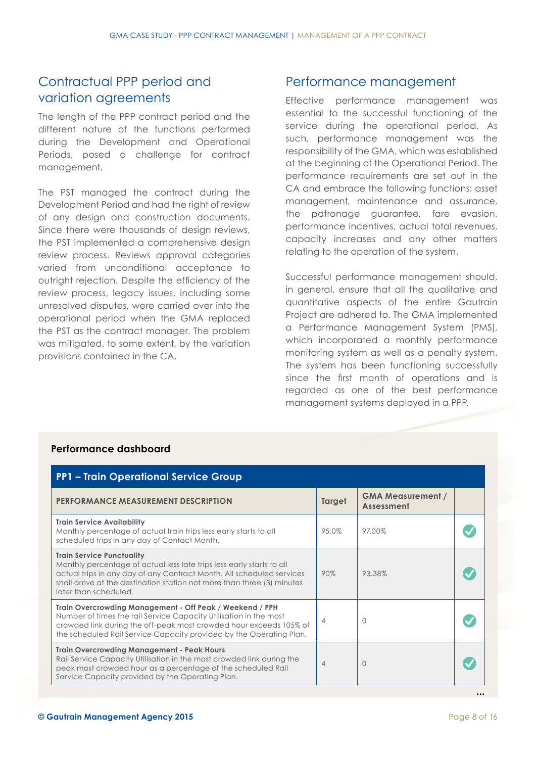## Contractual PPP period and variation agreements

The length of the PPP contract period and the different nature of the functions performed during the Development and Operational Periods, posed a challenge for contract management.

The PST managed the contract during the Development Period and had the right of review of any design and construction documents. Since there were thousands of design reviews, the PST implemented a comprehensive design review process. Reviews approval categories varied from unconditional acceptance to outright rejection. Despite the efficiency of the review process, legacy issues, including some unresolved disputes, were carried over into the operational period when the GMA replaced the PST as the contract manager. The problem was mitigated, to some extent, by the variation provisions contained in the CA.

## Performance management

Effective performance management was essential to the successful functioning of the service during the operational period. As such, performance management was the responsibility of the GMA, which was established at the beginning of the Operational Period. The performance requirements are set out in the CA and embrace the following functions: asset management, maintenance and assurance, the patronage guarantee, fare evasion, performance incentives, actual total revenues, capacity increases and any other matters relating to the operation of the system.

Successful performance management should, in general, ensure that all the qualitative and quantitative aspects of the entire Gautrain Project are adhered to. The GMA implemented a Performance Management System (PMS), which incorporated a monthly performance monitoring system as well as a penalty system. The system has been functioning successfully since the first month of operations and is regarded as one of the best performance management systems deployed in a PPP.

**Performance dashboard**

**PP1 – Train Operational Service Group**

| PERFORMANCE MEASUREMENT DESCRIPTION | Target | GMA Measurement / Assessment | |
|---|---|---|---|
| **Train Service Availability**<br>Monthly percentage of actual train trips less early starts to all scheduled trips in any day of Contact Month. | 95.0% | 97.00% | ✓ |
| **Train Service Punctuality**<br>Monthly percentage of actual less late trips less early starts to all actual trips in any day of any Contract Month. All scheduled services shall arrive at the destination station not more than three (3) minutes later than scheduled. | 90% | 93.38% | ✓ |
| **Train Overcrowding Management - Off Peak / Weekend / PPH**<br>Number of times the rail Service Capacity Utilisation in the most crowded link during the off-peak most crowded hour exceeds 105% of the scheduled Rail Service Capacity provided by the Operating Plan. | 4 | 0 | ✓ |
| **Train Overcrowding Management - Peak Hours**<br>Rail Service Capacity Utilisation in the most crowded link during the peak most crowded hour as a percentage of the scheduled Rail Service Capacity provided by the Operating Plan. | 4 | 0 | ✓ |

...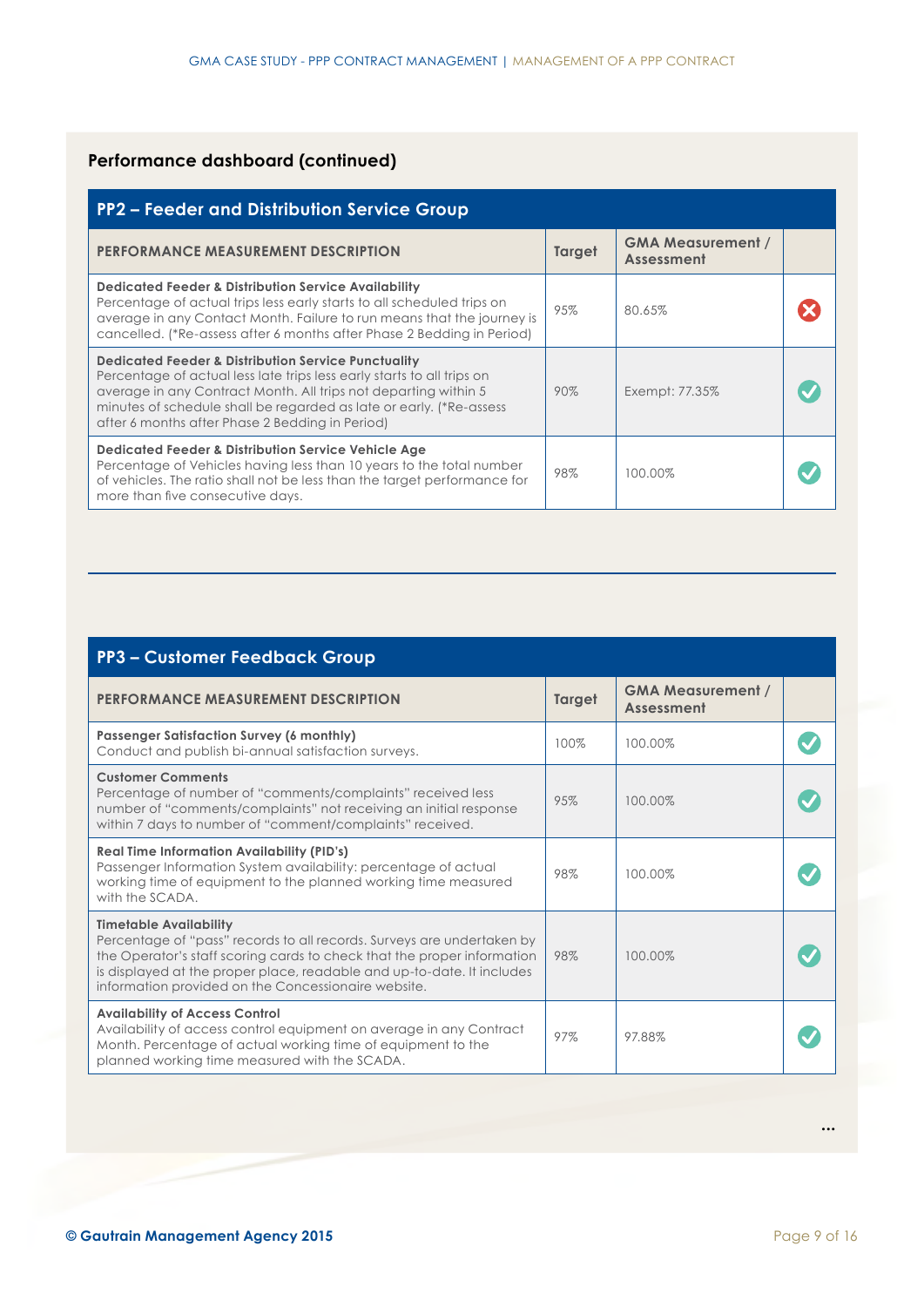## Performance dashboard (continued)

### PP2 – Feeder and Distribution Service Group

| PERFORMANCE MEASUREMENT DESCRIPTION | Target | GMA Measurement / Assessment | |
|---|---|---|---|
| **Dedicated Feeder & Distribution Service Availability**<br>Percentage of actual trips less early starts to all scheduled trips on average in any Contact Month. Failure to run means that the journey is cancelled. (*Re-assess after 6 months after Phase 2 Bedding in Period) | 95% | 80.65% | ✗ |
| **Dedicated Feeder & Distribution Service Punctuality**<br>Percentage of actual less late trips less early starts to all trips on average in any Contract Month. All trips not departing within 5 minutes of schedule shall be regarded as late or early. (*Re-assess after 6 months after Phase 2 Bedding in Period) | 90% | Exempt: 77.35% | ✓ |
| **Dedicated Feeder & Distribution Service Vehicle Age**<br>Percentage of Vehicles having less than 10 years to the total number of vehicles. The ratio shall not be less than the target performance for more than five consecutive days. | 98% | 100.00% | ✓ |

### PP3 – Customer Feedback Group

| PERFORMANCE MEASUREMENT DESCRIPTION | Target | GMA Measurement / Assessment | |
|---|---|---|---|
| **Passenger Satisfaction Survey (6 monthly)**<br>Conduct and publish bi-annual satisfaction surveys. | 100% | 100.00% | ✓ |
| **Customer Comments**<br>Percentage of number of "comments/complaints" received less number of "comments/complaints" not receiving an initial response within 7 days to number of "comment/complaints" received. | 95% | 100.00% | ✓ |
| **Real Time Information Availability (PID's)**<br>Passenger Information System availability: percentage of actual working time of equipment to the planned working time measured with the SCADA. | 98% | 100.00% | ✓ |
| **Timetable Availability**<br>Percentage of "pass" records to all records. Surveys are undertaken by the Operator's staff scoring cards to check that the proper information is displayed at the proper place, readable and up-to-date. It includes information provided on the Concessionaire website. | 98% | 100.00% | ✓ |
| **Availability of Access Control**<br>Availability of access control equipment on average in any Contract Month. Percentage of actual working time of equipment to the planned working time measured with the SCADA. | 97% | 97.88% | ✓ |

...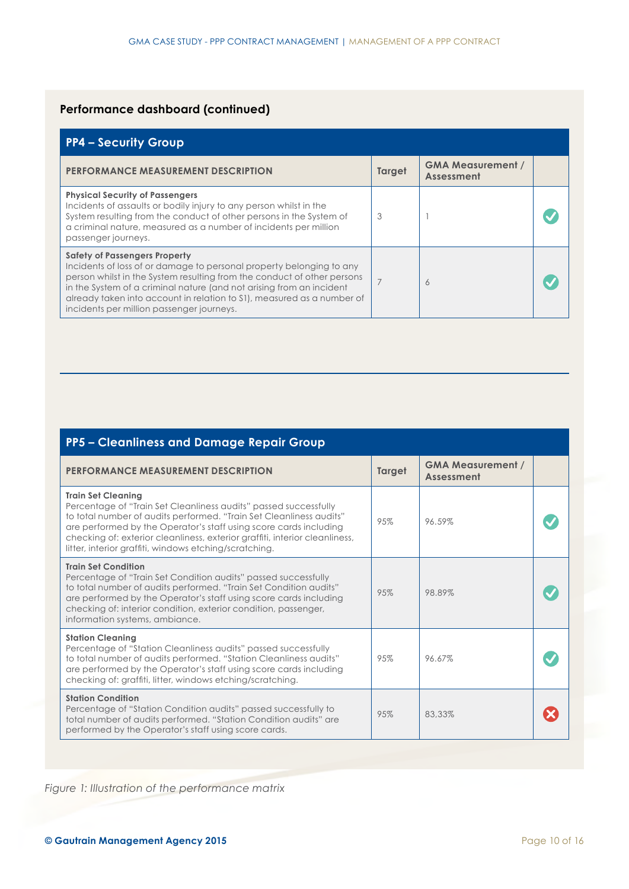## Performance dashboard (continued)

### PP4 – Security Group

| PERFORMANCE MEASUREMENT DESCRIPTION | Target | GMA Measurement / Assessment | |
|---|---|---|---|
| **Physical Security of Passengers**<br>Incidents of assaults or bodily injury to any person whilst in the System resulting from the conduct of other persons in the System of a criminal nature, measured as a number of incidents per million passenger journeys. | 3 | 1 | ✔ |
| **Safety of Passengers Property**<br>Incidents of loss of or damage to personal property belonging to any person whilst in the System resulting from the conduct of other persons in the System of a criminal nature (and not arising from an incident already taken into account in relation to S1), measured as a number of incidents per million passenger journeys. | 7 | 6 | ✔ |

### PP5 – Cleanliness and Damage Repair Group

| PERFORMANCE MEASUREMENT DESCRIPTION | Target | GMA Measurement / Assessment | |
|---|---|---|---|
| **Train Set Cleaning**<br>Percentage of "Train Set Cleanliness audits" passed successfully to total number of audits performed. "Train Set Cleanliness audits" are performed by the Operator's staff using score cards including checking of: exterior cleanliness, exterior graffiti, interior cleanliness, litter, interior graffiti, windows etching/scratching. | 95% | 96.59% | ✔ |
| **Train Set Condition**<br>Percentage of "Train Set Condition audits" passed successfully to total number of audits performed. "Train Set Condition audits" are performed by the Operator's staff using score cards including checking of: interior condition, exterior condition, passenger, information systems, ambiance. | 95% | 98.89% | ✔ |
| **Station Cleaning**<br>Percentage of "Station Cleanliness audits" passed successfully to total number of audits performed. "Station Cleanliness audits" are performed by the Operator's staff using score cards including checking of: graffiti, litter, windows etching/scratching. | 95% | 96.67% | ✔ |
| **Station Condition**<br>Percentage of "Station Condition audits" passed successfully to total number of audits performed. "Station Condition audits" are performed by the Operator's staff using score cards. | 95% | 83,33% | ✘ |

*Figure 1: Illustration of the performance matrix*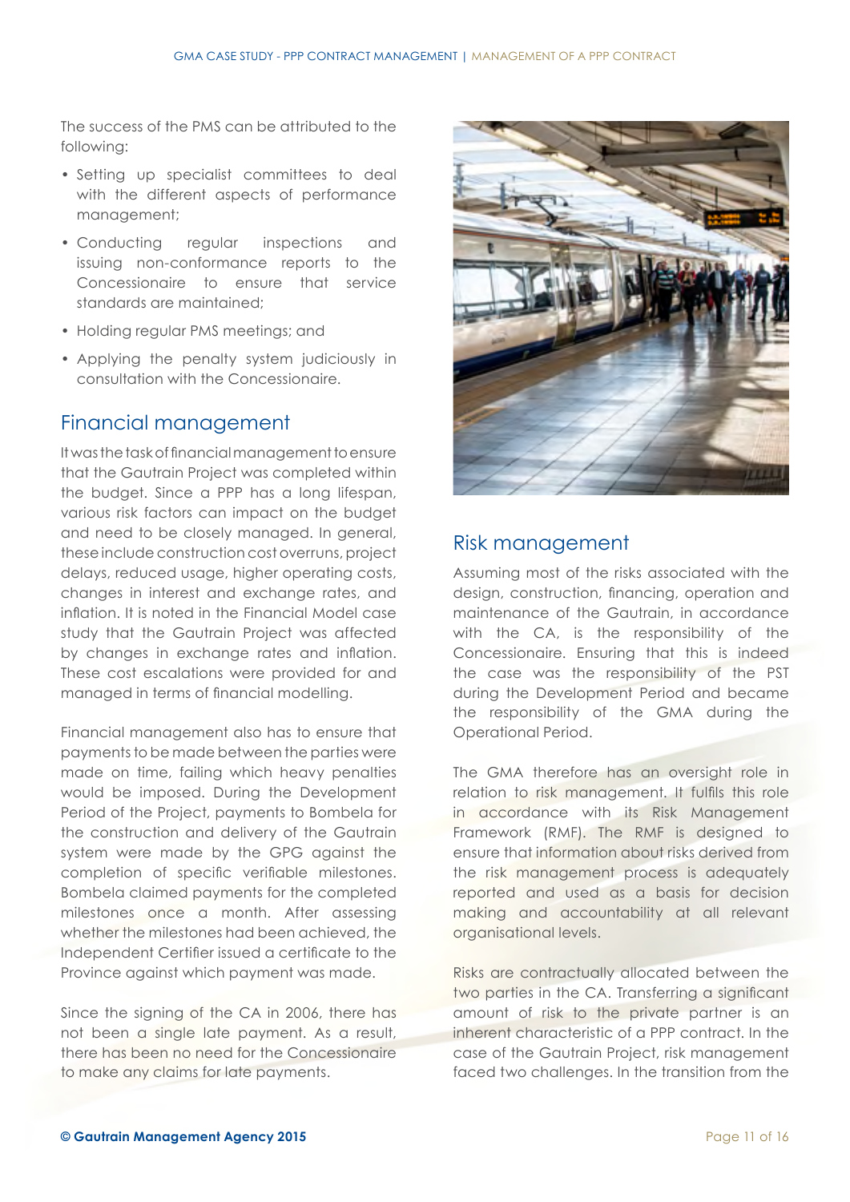The success of the PMS can be attributed to the following:

- Setting up specialist committees to deal with the different aspects of performance management;
- Conducting regular inspections and issuing non-conformance reports to the Concessionaire to ensure that service standards are maintained;
- Holding regular PMS meetings; and
- Applying the penalty system judiciously in consultation with the Concessionaire.

## Financial management

It was the task of financial management to ensure that the Gautrain Project was completed within the budget. Since a PPP has a long lifespan, various risk factors can impact on the budget and need to be closely managed. In general, these include construction cost overruns, project delays, reduced usage, higher operating costs, changes in interest and exchange rates, and inflation. It is noted in the Financial Model case study that the Gautrain Project was affected by changes in exchange rates and inflation. These cost escalations were provided for and managed in terms of financial modelling.

Financial management also has to ensure that payments to be made between the parties were made on time, failing which heavy penalties would be imposed. During the Development Period of the Project, payments to Bombela for the construction and delivery of the Gautrain system were made by the GPG against the completion of specific verifiable milestones. Bombela claimed payments for the completed milestones once a month. After assessing whether the milestones had been achieved, the Independent Certifier issued a certificate to the Province against which payment was made.

Since the signing of the CA in 2006, there has not been a single late payment. As a result, there has been no need for the Concessionaire to make any claims for late payments.

## Risk management

Assuming most of the risks associated with the design, construction, financing, operation and maintenance of the Gautrain, in accordance with the CA, is the responsibility of the Concessionaire. Ensuring that this is indeed the case was the responsibility of the PST during the Development Period and became the responsibility of the GMA during the Operational Period.

The GMA therefore has an oversight role in relation to risk management. It fulfils this role in accordance with its Risk Management Framework (RMF). The RMF is designed to ensure that information about risks derived from the risk management process is adequately reported and used as a basis for decision making and accountability at all relevant organisational levels.

Risks are contractually allocated between the two parties in the CA. Transferring a significant amount of risk to the private partner is an inherent characteristic of a PPP contract. In the case of the Gautrain Project, risk management faced two challenges. In the transition from the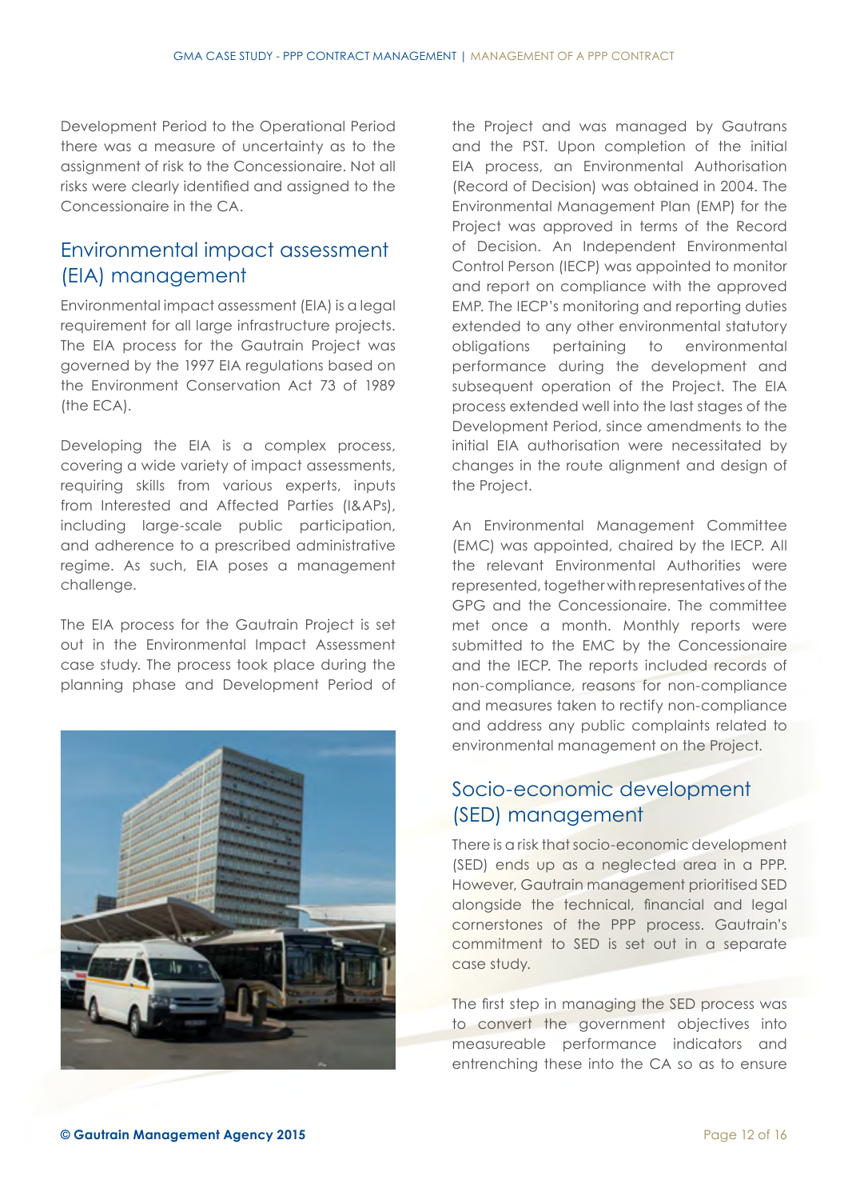Development Period to the Operational Period there was a measure of uncertainty as to the assignment of risk to the Concessionaire. Not all risks were clearly identified and assigned to the Concessionaire in the CA.

## Environmental impact assessment (EIA) management

Environmental impact assessment (EIA) is a legal requirement for all large infrastructure projects. The EIA process for the Gautrain Project was governed by the 1997 EIA regulations based on the Environment Conservation Act 73 of 1989 (the ECA).

Developing the EIA is a complex process, covering a wide variety of impact assessments, requiring skills from various experts, inputs from Interested and Affected Parties (I&APs), including large-scale public participation, and adherence to a prescribed administrative regime. As such, EIA poses a management challenge.

The EIA process for the Gautrain Project is set out in the Environmental Impact Assessment case study. The process took place during the planning phase and Development Period of the Project and was managed by Gautrans and the PST. Upon completion of the initial EIA process, an Environmental Authorisation (Record of Decision) was obtained in 2004. The Environmental Management Plan (EMP) for the Project was approved in terms of the Record of Decision. An Independent Environmental Control Person (IECP) was appointed to monitor and report on compliance with the approved EMP. The IECP's monitoring and reporting duties extended to any other environmental statutory obligations pertaining to environmental performance during the development and subsequent operation of the Project. The EIA process extended well into the last stages of the Development Period, since amendments to the initial EIA authorisation were necessitated by changes in the route alignment and design of the Project.

An Environmental Management Committee (EMC) was appointed, chaired by the IECP. All the relevant Environmental Authorities were represented, together with representatives of the GPG and the Concessionaire. The committee met once a month. Monthly reports were submitted to the EMC by the Concessionaire and the IECP. The reports included records of non-compliance, reasons for non-compliance and measures taken to rectify non-compliance and address any public complaints related to environmental management on the Project.

## Socio-economic development (SED) management

There is a risk that socio-economic development (SED) ends up as a neglected area in a PPP. However, Gautrain management prioritised SED alongside the technical, financial and legal cornerstones of the PPP process. Gautrain's commitment to SED is set out in a separate case study.

The first step in managing the SED process was to convert the government objectives into measureable performance indicators and entrenching these into the CA so as to ensure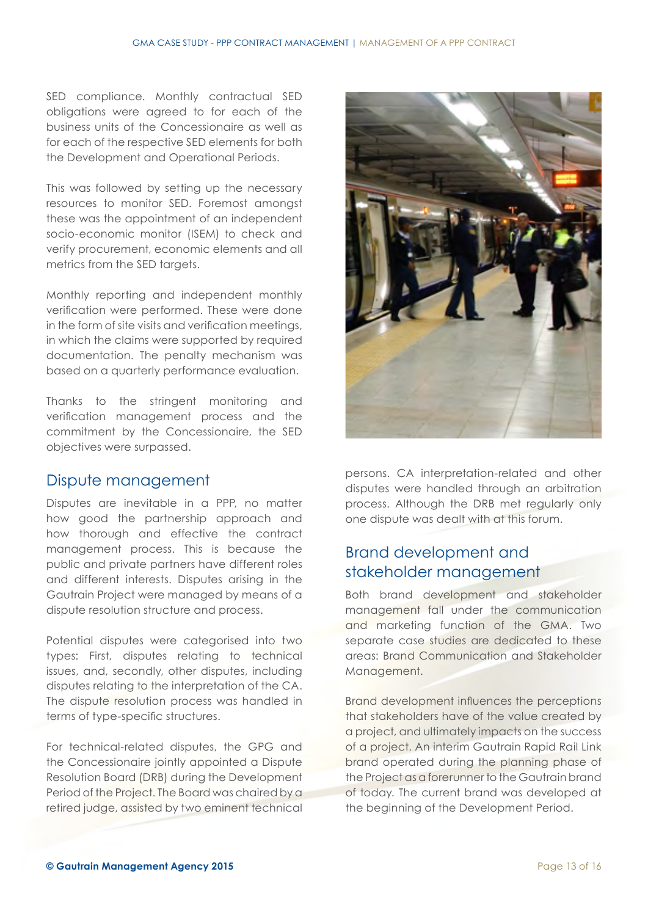SED compliance. Monthly contractual SED obligations were agreed to for each of the business units of the Concessionaire as well as for each of the respective SED elements for both the Development and Operational Periods.

This was followed by setting up the necessary resources to monitor SED. Foremost amongst these was the appointment of an independent socio-economic monitor (ISEM) to check and verify procurement, economic elements and all metrics from the SED targets.

Monthly reporting and independent monthly verification were performed. These were done in the form of site visits and verification meetings, in which the claims were supported by required documentation. The penalty mechanism was based on a quarterly performance evaluation.

Thanks to the stringent monitoring and verification management process and the commitment by the Concessionaire, the SED objectives were surpassed.

## Dispute management

Disputes are inevitable in a PPP, no matter how good the partnership approach and how thorough and effective the contract management process. This is because the public and private partners have different roles and different interests. Disputes arising in the Gautrain Project were managed by means of a dispute resolution structure and process.

Potential disputes were categorised into two types: First, disputes relating to technical issues, and, secondly, other disputes, including disputes relating to the interpretation of the CA. The dispute resolution process was handled in terms of type-specific structures.

For technical-related disputes, the GPG and the Concessionaire jointly appointed a Dispute Resolution Board (DRB) during the Development Period of the Project. The Board was chaired by a retired judge, assisted by two eminent technical persons. CA interpretation-related and other disputes were handled through an arbitration process. Although the DRB met regularly only one dispute was dealt with at this forum.

## Brand development and stakeholder management

Both brand development and stakeholder management fall under the communication and marketing function of the GMA. Two separate case studies are dedicated to these areas: Brand Communication and Stakeholder Management.

Brand development influences the perceptions that stakeholders have of the value created by a project, and ultimately impacts on the success of a project. An interim Gautrain Rapid Rail Link brand operated during the planning phase of the Project as a forerunner to the Gautrain brand of today. The current brand was developed at the beginning of the Development Period.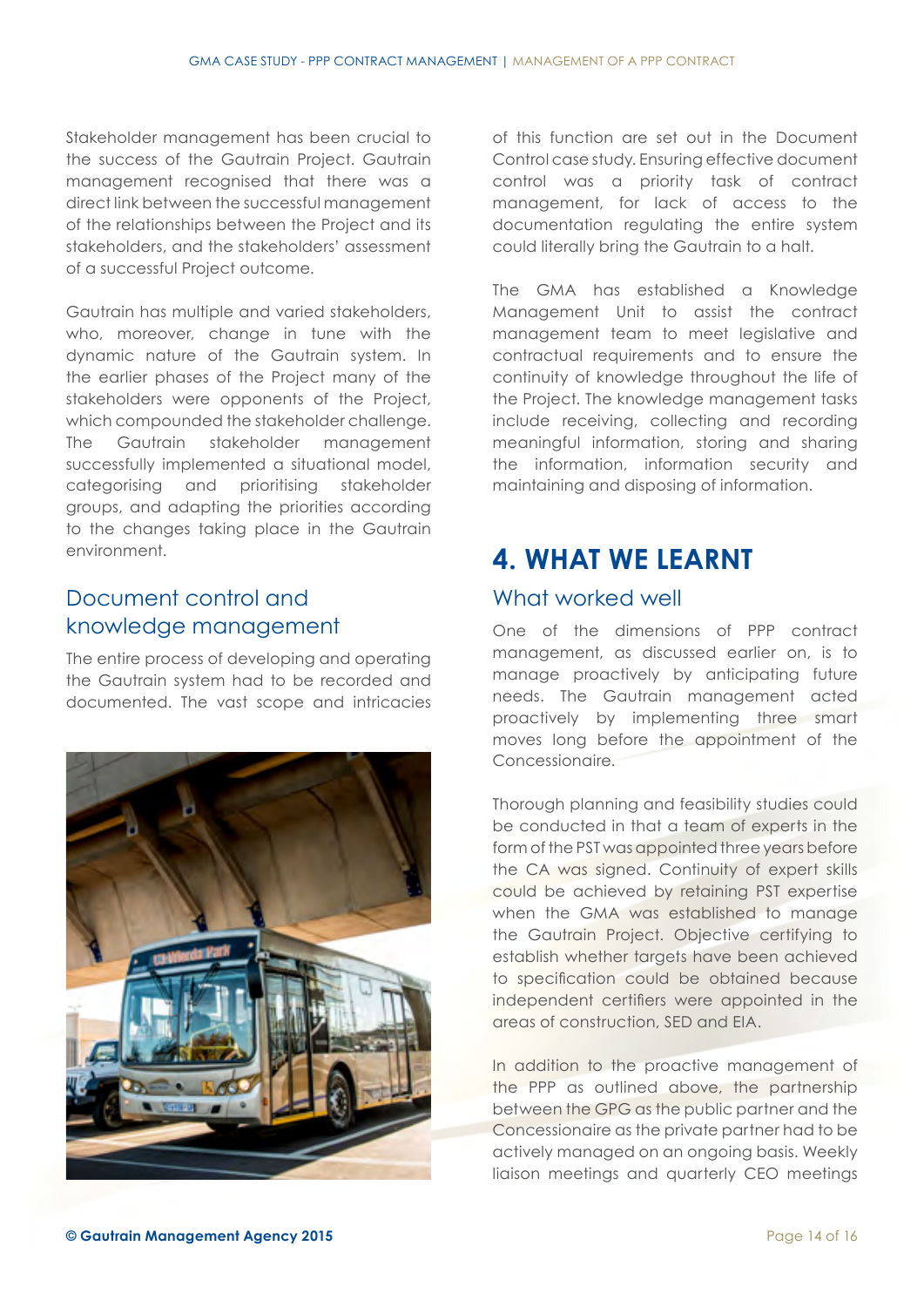Stakeholder management has been crucial to the success of the Gautrain Project. Gautrain management recognised that there was a direct link between the successful management of the relationships between the Project and its stakeholders, and the stakeholders' assessment of a successful Project outcome.

Gautrain has multiple and varied stakeholders, who, moreover, change in tune with the dynamic nature of the Gautrain system. In the earlier phases of the Project many of the stakeholders were opponents of the Project, which compounded the stakeholder challenge. The Gautrain stakeholder management successfully implemented a situational model, categorising and prioritising stakeholder groups, and adapting the priorities according to the changes taking place in the Gautrain environment.

### Document control and knowledge management

The entire process of developing and operating the Gautrain system had to be recorded and documented. The vast scope and intricacies of this function are set out in the Document Control case study. Ensuring effective document control was a priority task of contract management, for lack of access to the documentation regulating the entire system could literally bring the Gautrain to a halt.

The GMA has established a Knowledge Management Unit to assist the contract management team to meet legislative and contractual requirements and to ensure the continuity of knowledge throughout the life of the Project. The knowledge management tasks include receiving, collecting and recording meaningful information, storing and sharing the information, information security and maintaining and disposing of information.

## 4. WHAT WE LEARNT

### What worked well

One of the dimensions of PPP contract management, as discussed earlier on, is to manage proactively by anticipating future needs. The Gautrain management acted proactively by implementing three smart moves long before the appointment of the Concessionaire.

Thorough planning and feasibility studies could be conducted in that a team of experts in the form of the PST was appointed three years before the CA was signed. Continuity of expert skills could be achieved by retaining PST expertise when the GMA was established to manage the Gautrain Project. Objective certifying to establish whether targets have been achieved to specification could be obtained because independent certifiers were appointed in the areas of construction, SED and EIA.

In addition to the proactive management of the PPP as outlined above, the partnership between the GPG as the public partner and the Concessionaire as the private partner had to be actively managed on an ongoing basis. Weekly liaison meetings and quarterly CEO meetings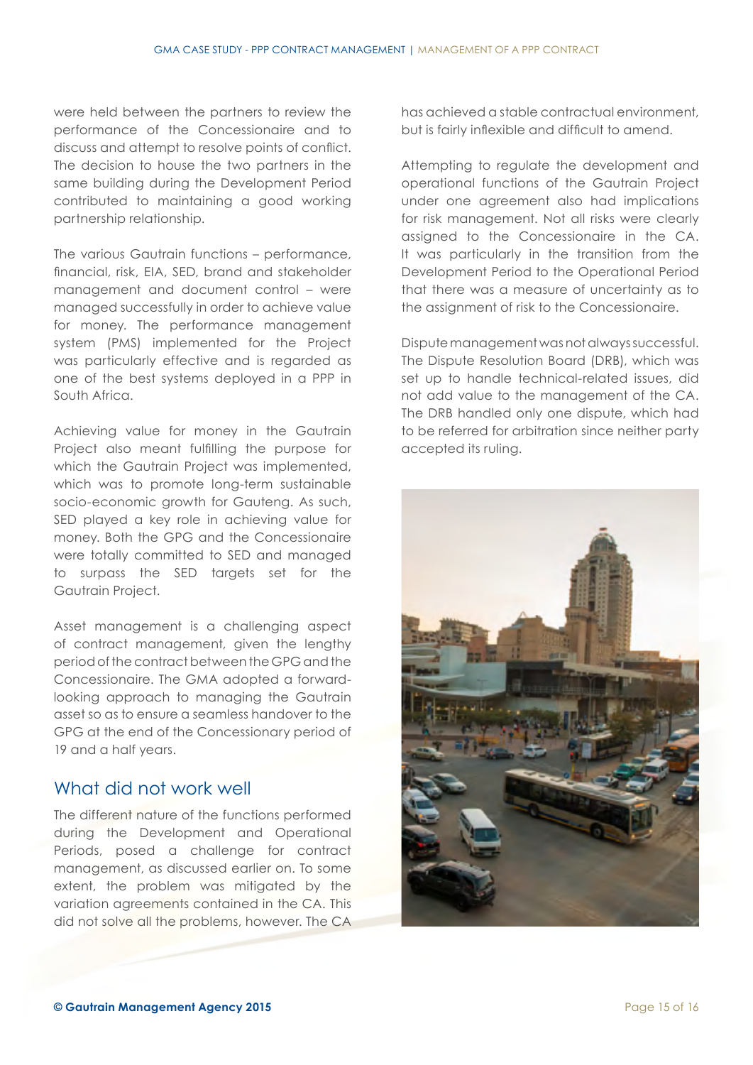were held between the partners to review the performance of the Concessionaire and to discuss and attempt to resolve points of conflict. The decision to house the two partners in the same building during the Development Period contributed to maintaining a good working partnership relationship.

The various Gautrain functions – performance, financial, risk, EIA, SED, brand and stakeholder management and document control – were managed successfully in order to achieve value for money. The performance management system (PMS) implemented for the Project was particularly effective and is regarded as one of the best systems deployed in a PPP in South Africa.

Achieving value for money in the Gautrain Project also meant fulfilling the purpose for which the Gautrain Project was implemented, which was to promote long-term sustainable socio-economic growth for Gauteng. As such, SED played a key role in achieving value for money. Both the GPG and the Concessionaire were totally committed to SED and managed to surpass the SED targets set for the Gautrain Project.

Asset management is a challenging aspect of contract management, given the lengthy period of the contract between the GPG and the Concessionaire. The GMA adopted a forward-looking approach to managing the Gautrain asset so as to ensure a seamless handover to the GPG at the end of the Concessionary period of 19 and a half years.

## What did not work well

The different nature of the functions performed during the Development and Operational Periods, posed a challenge for contract management, as discussed earlier on. To some extent, the problem was mitigated by the variation agreements contained in the CA. This did not solve all the problems, however. The CA has achieved a stable contractual environment, but is fairly inflexible and difficult to amend.

Attempting to regulate the development and operational functions of the Gautrain Project under one agreement also had implications for risk management. Not all risks were clearly assigned to the Concessionaire in the CA. It was particularly in the transition from the Development Period to the Operational Period that there was a measure of uncertainty as to the assignment of risk to the Concessionaire.

Dispute management was not always successful. The Dispute Resolution Board (DRB), which was set up to handle technical-related issues, did not add value to the management of the CA. The DRB handled only one dispute, which had to be referred for arbitration since neither party accepted its ruling.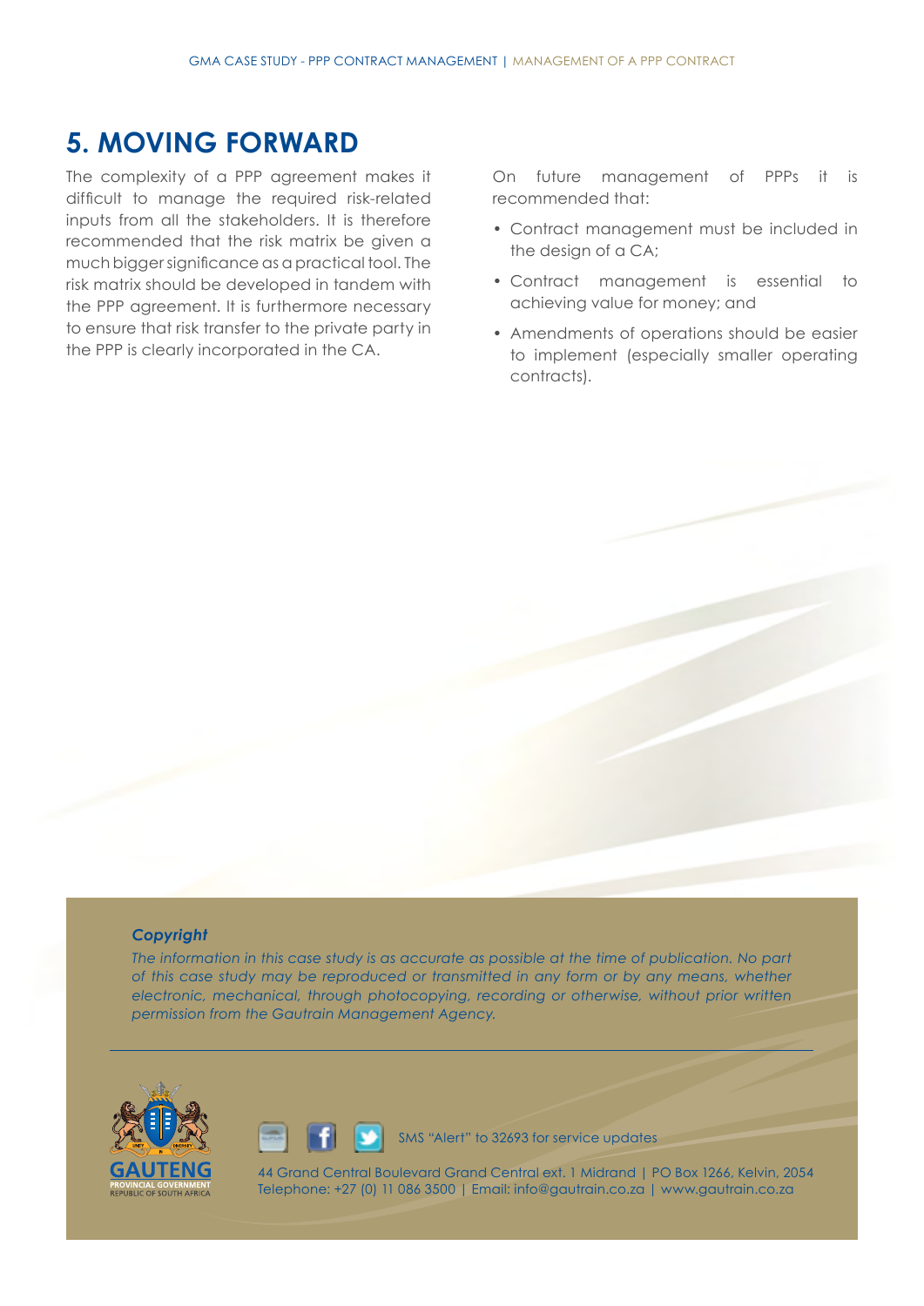# 5. MOVING FORWARD

The complexity of a PPP agreement makes it difficult to manage the required risk-related inputs from all the stakeholders. It is therefore recommended that the risk matrix be given a much bigger significance as a practical tool. The risk matrix should be developed in tandem with the PPP agreement. It is furthermore necessary to ensure that risk transfer to the private party in the PPP is clearly incorporated in the CA.

On future management of PPPs it is recommended that:

- Contract management must be included in the design of a CA;
- Contract management is essential to achieving value for money; and
- Amendments of operations should be easier to implement (especially smaller operating contracts).

***Copyright***

*The information in this case study is as accurate as possible at the time of publication. No part of this case study may be reproduced or transmitted in any form or by any means, whether electronic, mechanical, through photocopying, recording or otherwise, without prior written permission from the Gautrain Management Agency.*

GAUTENG PROVINCIAL GOVERNMENT
REPUBLIC OF SOUTH AFRICA

SMS "Alert" to 32693 for service updates

44 Grand Central Boulevard Grand Central ext. 1 Midrand | PO Box 1266, Kelvin, 2054
Telephone: +27 (0) 11 086 3500 | Email: info@gautrain.co.za | www.gautrain.co.za